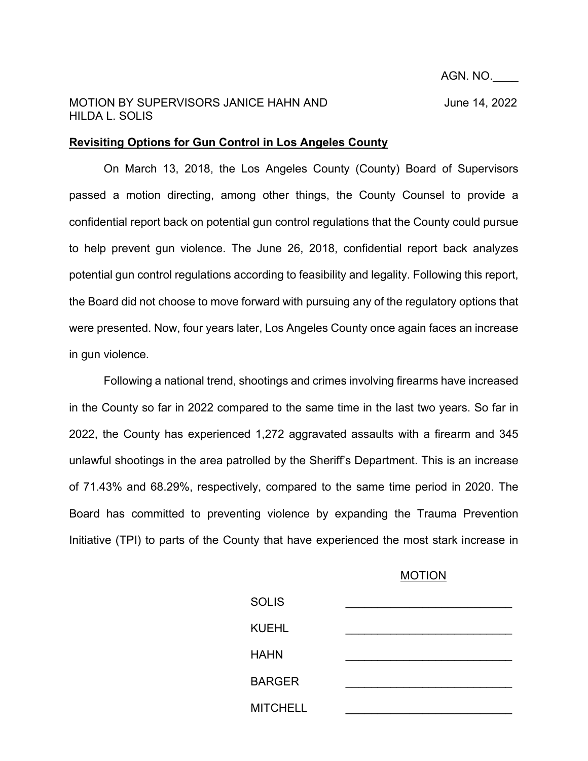AGN. NO.____

MOTION BY SUPERVISORS JANICE HAHN AND HILDA L. SOLIS

June 14, 2022

**Revisiting Options for Gun Control in Los Angeles County**

On March 13, 2018, the Los Angeles County (County) Board of Supervisors passed a motion directing, among other things, the County Counsel to provide a confidential report back on potential gun control regulations that the County could pursue to help prevent gun violence. The June 26, 2018, confidential report back analyzes potential gun control regulations according to feasibility and legality. Following this report, the Board did not choose to move forward with pursuing any of the regulatory options that were presented. Now, four years later, Los Angeles County once again faces an increase in gun violence.

Following a national trend, shootings and crimes involving firearms have increased in the County so far in 2022 compared to the same time in the last two years. So far in 2022, the County has experienced 1,272 aggravated assaults with a firearm and 345 unlawful shootings in the area patrolled by the Sheriff's Department. This is an increase of 71.43% and 68.29%, respectively, compared to the same time period in 2020. The Board has committed to preventing violence by expanding the Trauma Prevention Initiative (TPI) to parts of the County that have experienced the most stark increase in

MOTION

| | |
|---|---|
| SOLIS | ______________________ |
| KUEHL | ______________________ |
| HAHN | ______________________ |
| BARGER | ______________________ |
| MITCHELL | ______________________ |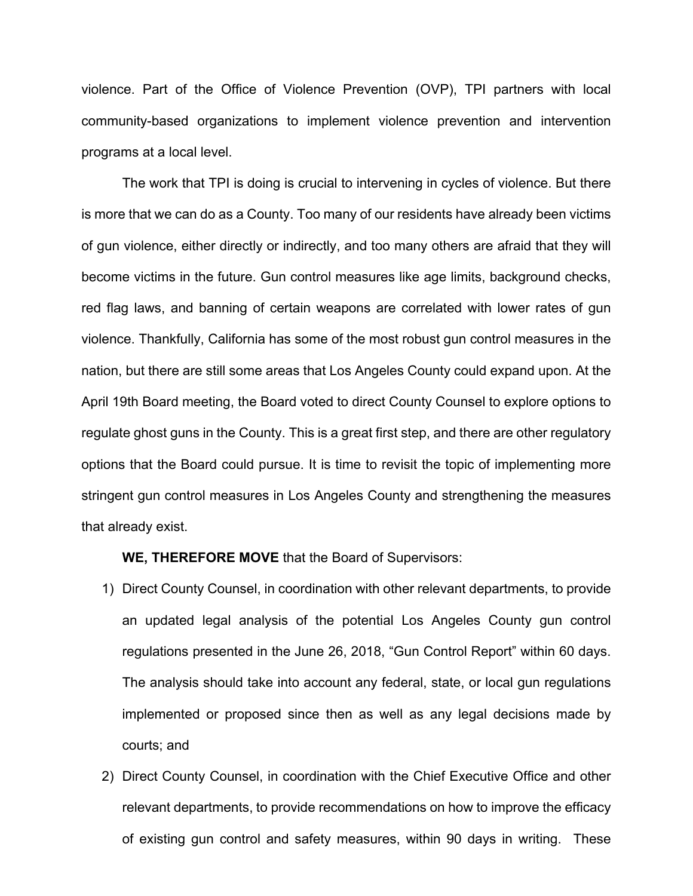violence. Part of the Office of Violence Prevention (OVP), TPI partners with local community-based organizations to implement violence prevention and intervention programs at a local level.

The work that TPI is doing is crucial to intervening in cycles of violence. But there is more that we can do as a County. Too many of our residents have already been victims of gun violence, either directly or indirectly, and too many others are afraid that they will become victims in the future. Gun control measures like age limits, background checks, red flag laws, and banning of certain weapons are correlated with lower rates of gun violence. Thankfully, California has some of the most robust gun control measures in the nation, but there are still some areas that Los Angeles County could expand upon. At the April 19th Board meeting, the Board voted to direct County Counsel to explore options to regulate ghost guns in the County. This is a great first step, and there are other regulatory options that the Board could pursue. It is time to revisit the topic of implementing more stringent gun control measures in Los Angeles County and strengthening the measures that already exist.

**WE, THEREFORE MOVE** that the Board of Supervisors:

1) Direct County Counsel, in coordination with other relevant departments, to provide an updated legal analysis of the potential Los Angeles County gun control regulations presented in the June 26, 2018, "Gun Control Report" within 60 days. The analysis should take into account any federal, state, or local gun regulations implemented or proposed since then as well as any legal decisions made by courts; and
2) Direct County Counsel, in coordination with the Chief Executive Office and other relevant departments, to provide recommendations on how to improve the efficacy of existing gun control and safety measures, within 90 days in writing. These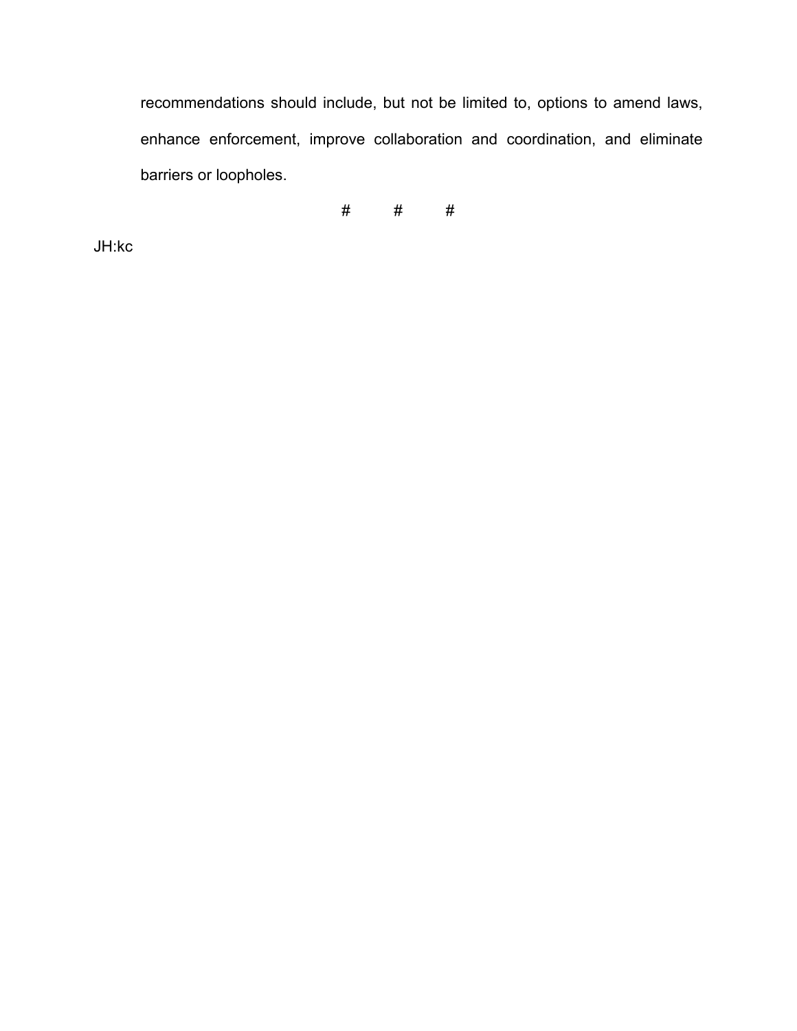recommendations should include, but not be limited to, options to amend laws, enhance enforcement, improve collaboration and coordination, and eliminate barriers or loopholes.

#          #          #

JH:kc